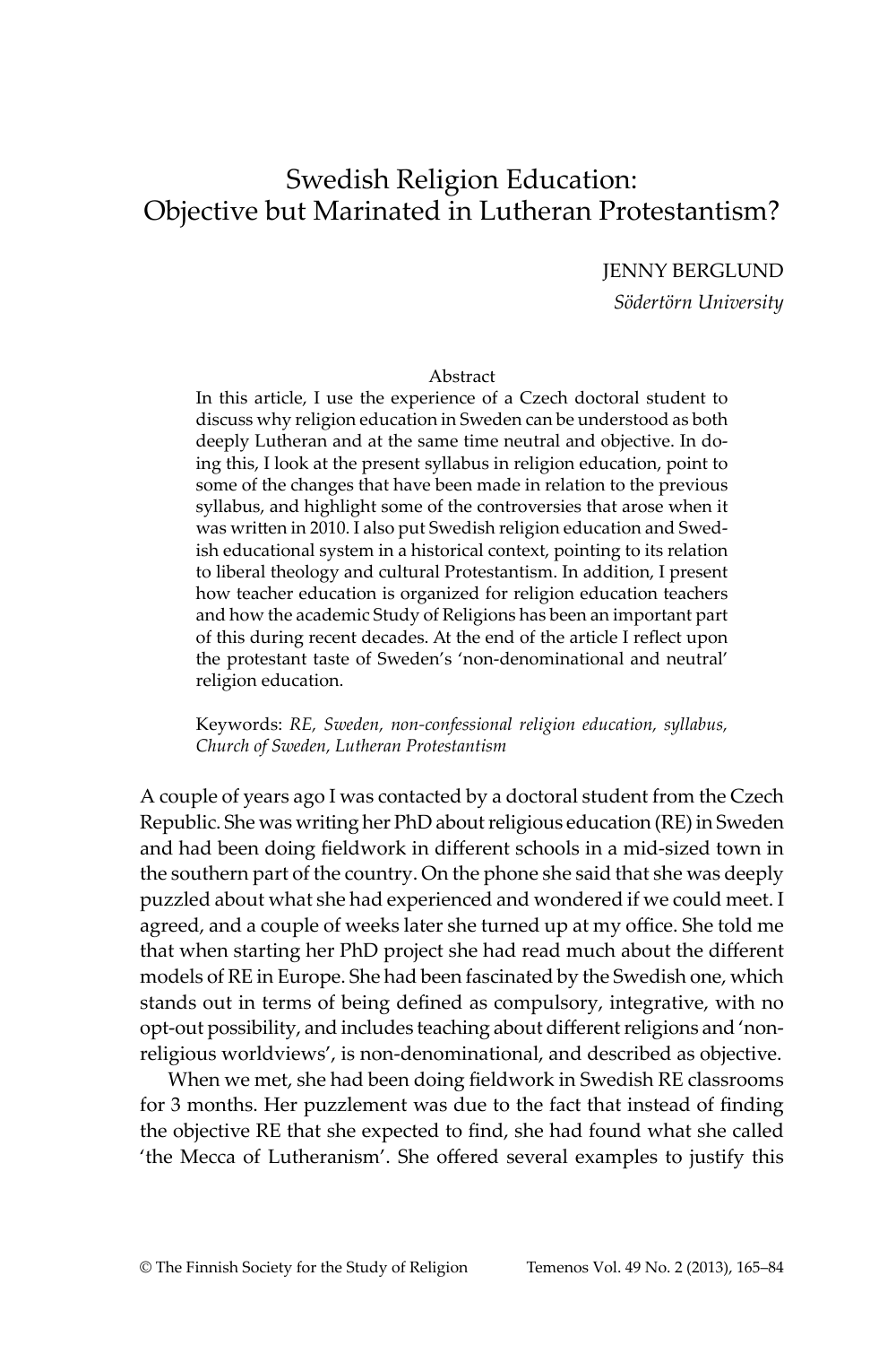# Swedish Religion Education: Objective but Marinated in Lutheran Protestantism?

JENNY BERGLUND
*Södertörn University*

## Abstract

In this article, I use the experience of a Czech doctoral student to discuss why religion education in Sweden can be understood as both deeply Lutheran and at the same time neutral and objective. In doing this, I look at the present syllabus in religion education, point to some of the changes that have been made in relation to the previous syllabus, and highlight some of the controversies that arose when it was written in 2010. I also put Swedish religion education and Swedish educational system in a historical context, pointing to its relation to liberal theology and cultural Protestantism. In addition, I present how teacher education is organized for religion education teachers and how the academic Study of Religions has been an important part of this during recent decades. At the end of the article I reflect upon the protestant taste of Sweden's 'non-denominational and neutral' religion education.

Keywords: *RE, Sweden, non-confessional religion education, syllabus, Church of Sweden, Lutheran Protestantism*

A couple of years ago I was contacted by a doctoral student from the Czech Republic. She was writing her PhD about religious education (RE) in Sweden and had been doing fieldwork in different schools in a mid-sized town in the southern part of the country. On the phone she said that she was deeply puzzled about what she had experienced and wondered if we could meet. I agreed, and a couple of weeks later she turned up at my office. She told me that when starting her PhD project she had read much about the different models of RE in Europe. She had been fascinated by the Swedish one, which stands out in terms of being defined as compulsory, integrative, with no opt-out possibility, and includes teaching about different religions and 'non-religious worldviews', is non-denominational, and described as objective.

When we met, she had been doing fieldwork in Swedish RE classrooms for 3 months. Her puzzlement was due to the fact that instead of finding the objective RE that she expected to find, she had found what she called 'the Mecca of Lutheranism'. She offered several examples to justify this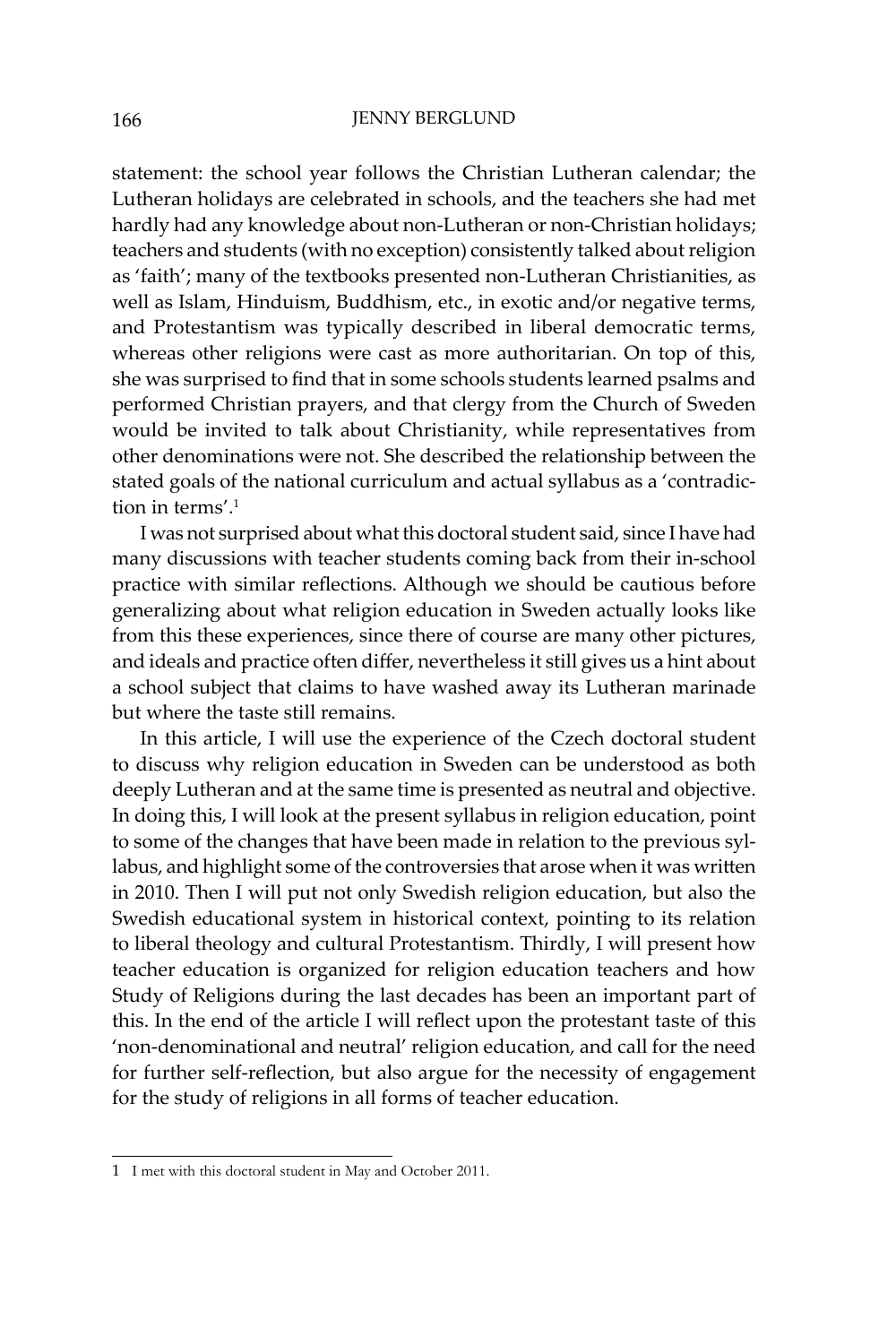statement: the school year follows the Christian Lutheran calendar; the Lutheran holidays are celebrated in schools, and the teachers she had met hardly had any knowledge about non-Lutheran or non-Christian holidays; teachers and students (with no exception) consistently talked about religion as 'faith'; many of the textbooks presented non-Lutheran Christianities, as well as Islam, Hinduism, Buddhism, etc., in exotic and/or negative terms, and Protestantism was typically described in liberal democratic terms, whereas other religions were cast as more authoritarian. On top of this, she was surprised to find that in some schools students learned psalms and performed Christian prayers, and that clergy from the Church of Sweden would be invited to talk about Christianity, while representatives from other denominations were not. She described the relationship between the stated goals of the national curriculum and actual syllabus as a 'contradiction in terms'.[1]

I was not surprised about what this doctoral student said, since I have had many discussions with teacher students coming back from their in-school practice with similar reflections. Although we should be cautious before generalizing about what religion education in Sweden actually looks like from this these experiences, since there of course are many other pictures, and ideals and practice often differ, nevertheless it still gives us a hint about a school subject that claims to have washed away its Lutheran marinade but where the taste still remains.

In this article, I will use the experience of the Czech doctoral student to discuss why religion education in Sweden can be understood as both deeply Lutheran and at the same time is presented as neutral and objective. In doing this, I will look at the present syllabus in religion education, point to some of the changes that have been made in relation to the previous syllabus, and highlight some of the controversies that arose when it was written in 2010. Then I will put not only Swedish religion education, but also the Swedish educational system in historical context, pointing to its relation to liberal theology and cultural Protestantism. Thirdly, I will present how teacher education is organized for religion education teachers and how Study of Religions during the last decades has been an important part of this. In the end of the article I will reflect upon the protestant taste of this 'non-denominational and neutral' religion education, and call for the need for further self-reflection, but also argue for the necessity of engagement for the study of religions in all forms of teacher education.

---

1 I met with this doctoral student in May and October 2011.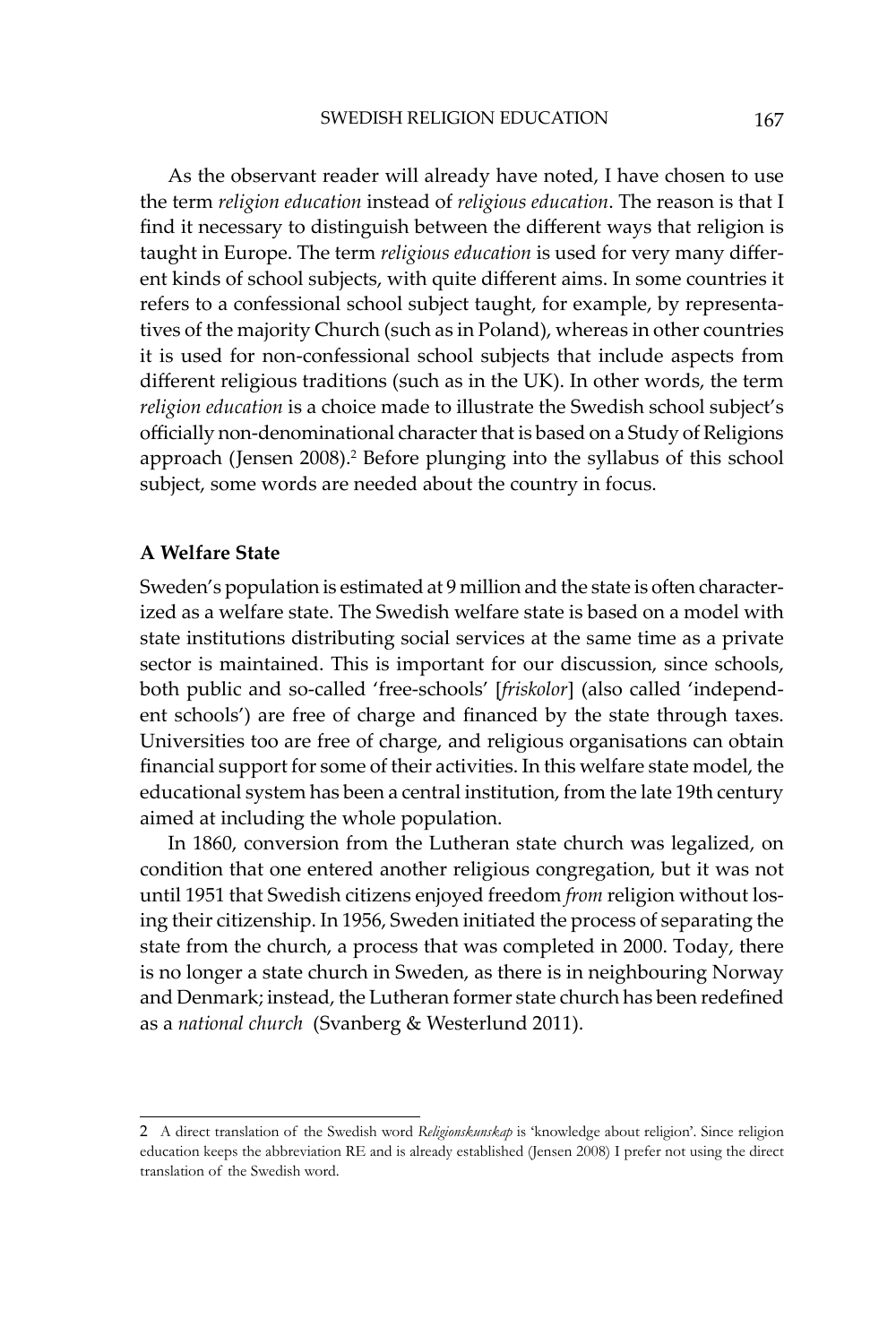As the observant reader will already have noted, I have chosen to use the term *religion education* instead of *religious education*. The reason is that I find it necessary to distinguish between the different ways that religion is taught in Europe. The term *religious education* is used for very many different kinds of school subjects, with quite different aims. In some countries it refers to a confessional school subject taught, for example, by representatives of the majority Church (such as in Poland), whereas in other countries it is used for non-confessional school subjects that include aspects from different religious traditions (such as in the UK). In other words, the term *religion education* is a choice made to illustrate the Swedish school subject's officially non-denominational character that is based on a Study of Religions approach (Jensen 2008).[2] Before plunging into the syllabus of this school subject, some words are needed about the country in focus.

**A Welfare State**

Sweden's population is estimated at 9 million and the state is often characterized as a welfare state. The Swedish welfare state is based on a model with state institutions distributing social services at the same time as a private sector is maintained. This is important for our discussion, since schools, both public and so-called 'free-schools' [*friskolor*] (also called 'independent schools') are free of charge and financed by the state through taxes. Universities too are free of charge, and religious organisations can obtain financial support for some of their activities. In this welfare state model, the educational system has been a central institution, from the late 19th century aimed at including the whole population.

In 1860, conversion from the Lutheran state church was legalized, on condition that one entered another religious congregation, but it was not until 1951 that Swedish citizens enjoyed freedom *from* religion without losing their citizenship. In 1956, Sweden initiated the process of separating the state from the church, a process that was completed in 2000. Today, there is no longer a state church in Sweden, as there is in neighbouring Norway and Denmark; instead, the Lutheran former state church has been redefined as a *national church* (Svanberg & Westerlund 2011).

---

2 A direct translation of the Swedish word *Religionskunskap* is 'knowledge about religion'. Since religion education keeps the abbreviation RE and is already established (Jensen 2008) I prefer not using the direct translation of the Swedish word.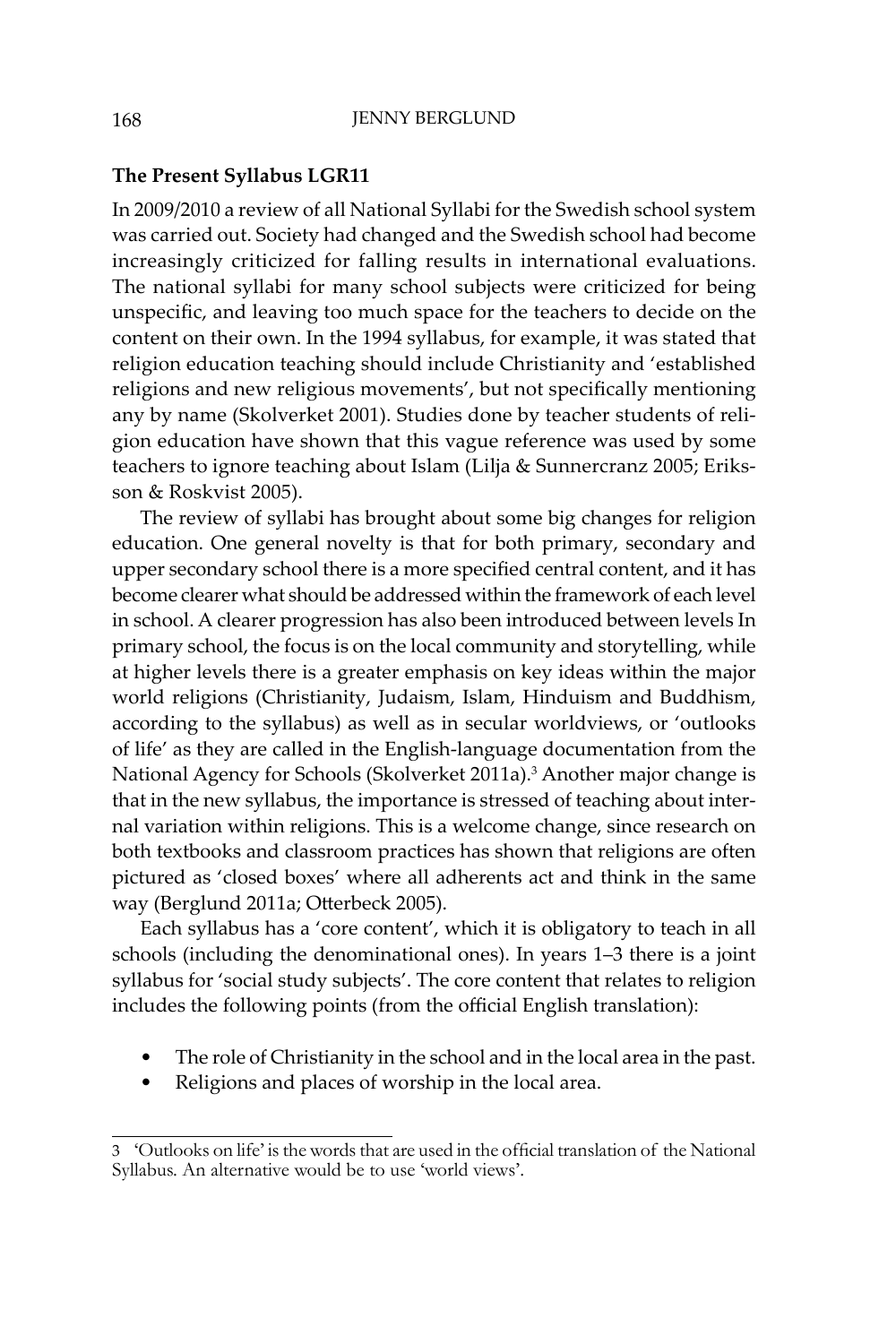## The Present Syllabus LGR11

In 2009/2010 a review of all National Syllabi for the Swedish school system was carried out. Society had changed and the Swedish school had become increasingly criticized for falling results in international evaluations. The national syllabi for many school subjects were criticized for being unspecific, and leaving too much space for the teachers to decide on the content on their own. In the 1994 syllabus, for example, it was stated that religion education teaching should include Christianity and 'established religions and new religious movements', but not specifically mentioning any by name (Skolverket 2001). Studies done by teacher students of religion education have shown that this vague reference was used by some teachers to ignore teaching about Islam (Lilja & Sunnercranz 2005; Eriksson & Roskvist 2005).

The review of syllabi has brought about some big changes for religion education. One general novelty is that for both primary, secondary and upper secondary school there is a more specified central content, and it has become clearer what should be addressed within the framework of each level in school. A clearer progression has also been introduced between levels In primary school, the focus is on the local community and storytelling, while at higher levels there is a greater emphasis on key ideas within the major world religions (Christianity, Judaism, Islam, Hinduism and Buddhism, according to the syllabus) as well as in secular worldviews, or 'outlooks of life' as they are called in the English-language documentation from the National Agency for Schools (Skolverket 2011a).[3] Another major change is that in the new syllabus, the importance is stressed of teaching about internal variation within religions. This is a welcome change, since research on both textbooks and classroom practices has shown that religions are often pictured as 'closed boxes' where all adherents act and think in the same way (Berglund 2011a; Otterbeck 2005).

Each syllabus has a 'core content', which it is obligatory to teach in all schools (including the denominational ones). In years 1–3 there is a joint syllabus for 'social study subjects'. The core content that relates to religion includes the following points (from the official English translation):

- The role of Christianity in the school and in the local area in the past.
- Religions and places of worship in the local area.

3 'Outlooks on life' is the words that are used in the official translation of the National Syllabus. An alternative would be to use 'world views'.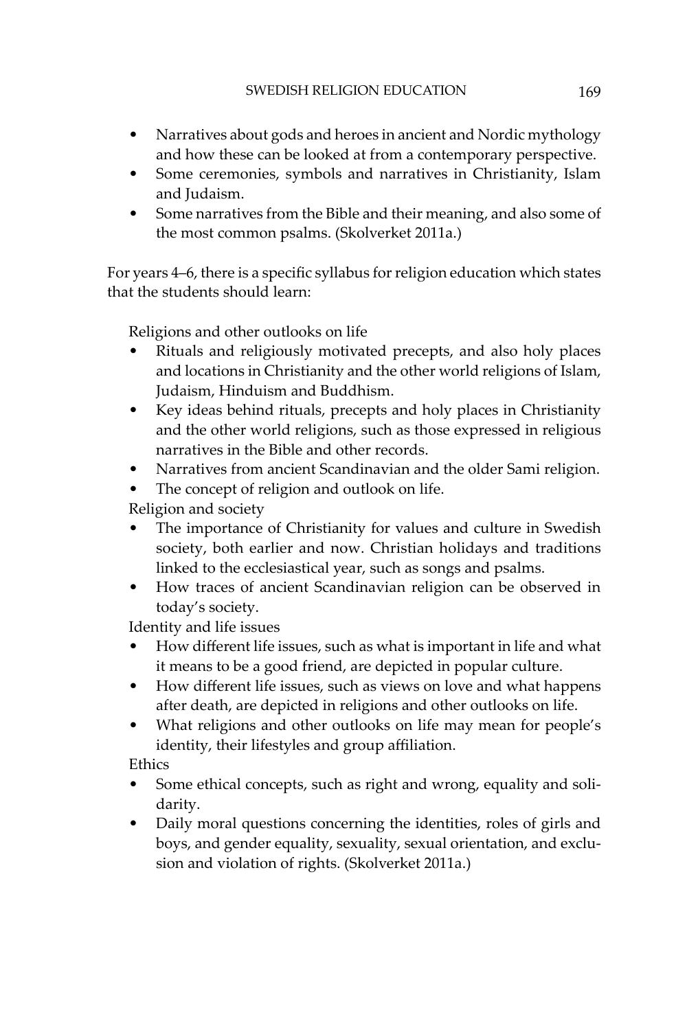- Narratives about gods and heroes in ancient and Nordic mythology and how these can be looked at from a contemporary perspective.
- Some ceremonies, symbols and narratives in Christianity, Islam and Judaism.
- Some narratives from the Bible and their meaning, and also some of the most common psalms. (Skolverket 2011a.)

For years 4–6, there is a specific syllabus for religion education which states that the students should learn:

Religions and other outlooks on life

- Rituals and religiously motivated precepts, and also holy places and locations in Christianity and the other world religions of Islam, Judaism, Hinduism and Buddhism.
- Key ideas behind rituals, precepts and holy places in Christianity and the other world religions, such as those expressed in religious narratives in the Bible and other records.
- Narratives from ancient Scandinavian and the older Sami religion.
- The concept of religion and outlook on life.

Religion and society

- The importance of Christianity for values and culture in Swedish society, both earlier and now. Christian holidays and traditions linked to the ecclesiastical year, such as songs and psalms.
- How traces of ancient Scandinavian religion can be observed in today's society.

Identity and life issues

- How different life issues, such as what is important in life and what it means to be a good friend, are depicted in popular culture.
- How different life issues, such as views on love and what happens after death, are depicted in religions and other outlooks on life.
- What religions and other outlooks on life may mean for people's identity, their lifestyles and group affiliation.

Ethics

- Some ethical concepts, such as right and wrong, equality and solidarity.
- Daily moral questions concerning the identities, roles of girls and boys, and gender equality, sexuality, sexual orientation, and exclusion and violation of rights. (Skolverket 2011a.)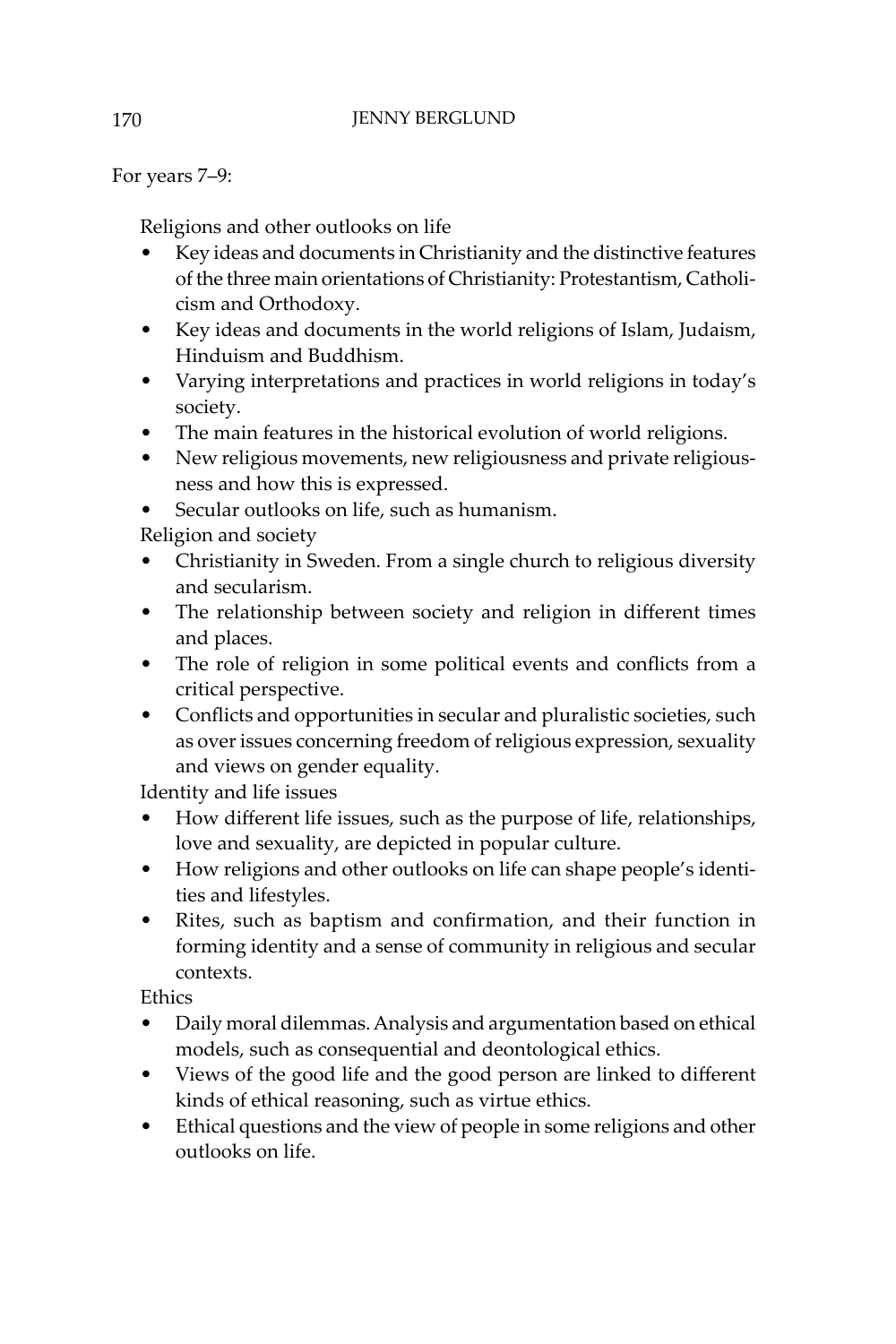For years 7–9:

Religions and other outlooks on life

- Key ideas and documents in Christianity and the distinctive features of the three main orientations of Christianity: Protestantism, Catholicism and Orthodoxy.
- Key ideas and documents in the world religions of Islam, Judaism, Hinduism and Buddhism.
- Varying interpretations and practices in world religions in today's society.
- The main features in the historical evolution of world religions.
- New religious movements, new religiousness and private religiousness and how this is expressed.
- Secular outlooks on life, such as humanism.

Religion and society

- Christianity in Sweden. From a single church to religious diversity and secularism.
- The relationship between society and religion in different times and places.
- The role of religion in some political events and conflicts from a critical perspective.
- Conflicts and opportunities in secular and pluralistic societies, such as over issues concerning freedom of religious expression, sexuality and views on gender equality.

Identity and life issues

- How different life issues, such as the purpose of life, relationships, love and sexuality, are depicted in popular culture.
- How religions and other outlooks on life can shape people's identities and lifestyles.
- Rites, such as baptism and confirmation, and their function in forming identity and a sense of community in religious and secular contexts.

Ethics

- Daily moral dilemmas. Analysis and argumentation based on ethical models, such as consequential and deontological ethics.
- Views of the good life and the good person are linked to different kinds of ethical reasoning, such as virtue ethics.
- Ethical questions and the view of people in some religions and other outlooks on life.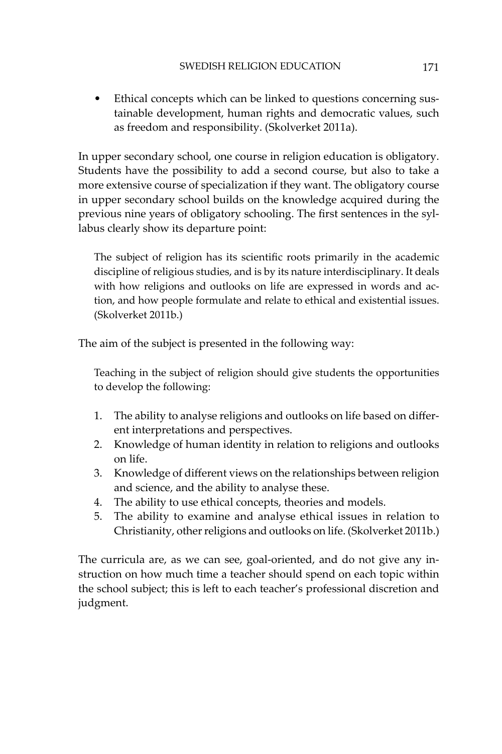- Ethical concepts which can be linked to questions concerning sustainable development, human rights and democratic values, such as freedom and responsibility. (Skolverket 2011a).

In upper secondary school, one course in religion education is obligatory. Students have the possibility to add a second course, but also to take a more extensive course of specialization if they want. The obligatory course in upper secondary school builds on the knowledge acquired during the previous nine years of obligatory schooling. The first sentences in the syllabus clearly show its departure point:

> The subject of religion has its scientific roots primarily in the academic discipline of religious studies, and is by its nature interdisciplinary. It deals with how religions and outlooks on life are expressed in words and action, and how people formulate and relate to ethical and existential issues. (Skolverket 2011b.)

The aim of the subject is presented in the following way:

> Teaching in the subject of religion should give students the opportunities to develop the following:
>
> 1. The ability to analyse religions and outlooks on life based on different interpretations and perspectives.
> 2. Knowledge of human identity in relation to religions and outlooks on life.
> 3. Knowledge of different views on the relationships between religion and science, and the ability to analyse these.
> 4. The ability to use ethical concepts, theories and models.
> 5. The ability to examine and analyse ethical issues in relation to Christianity, other religions and outlooks on life. (Skolverket 2011b.)

The curricula are, as we can see, goal-oriented, and do not give any instruction on how much time a teacher should spend on each topic within the school subject; this is left to each teacher's professional discretion and judgment.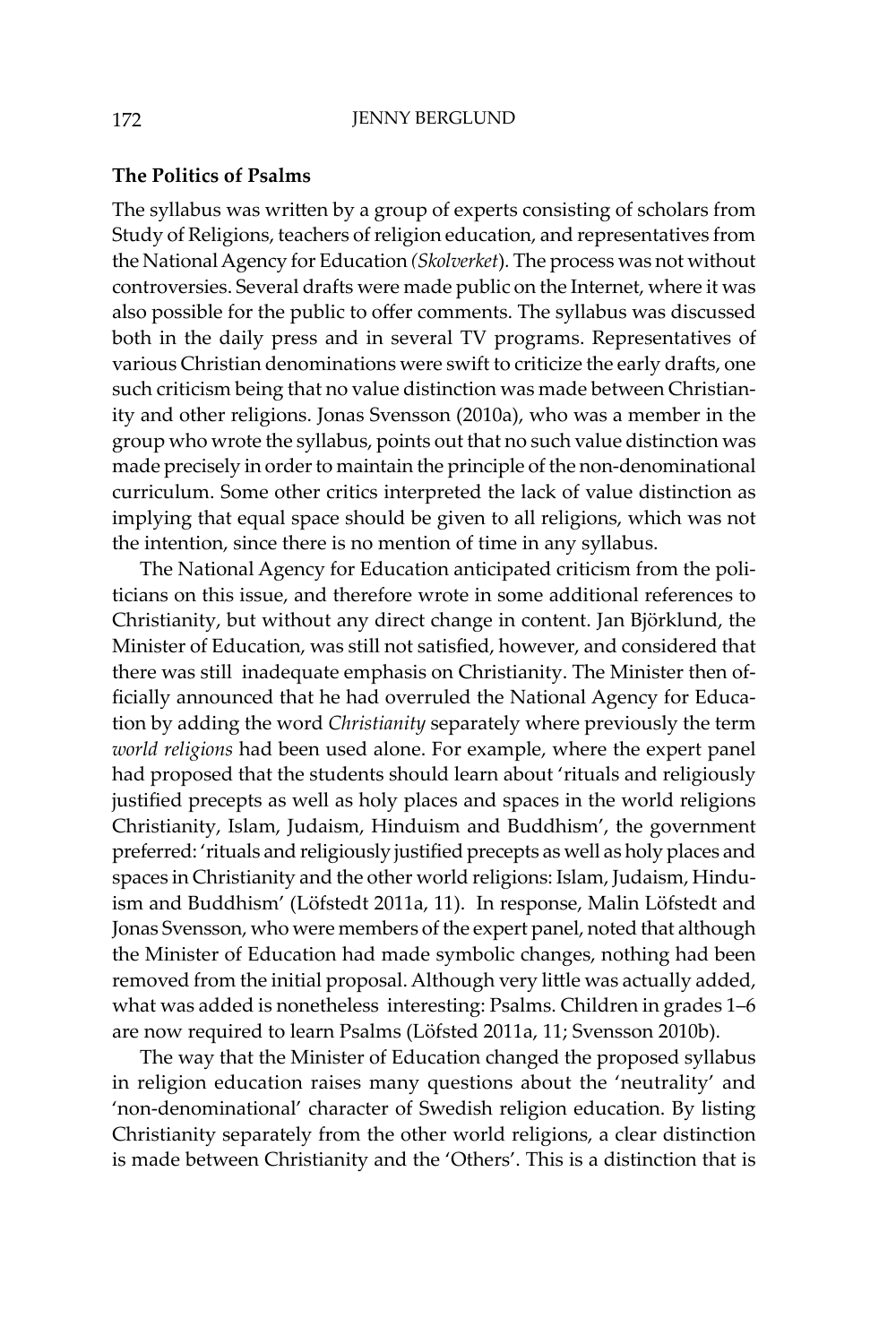### The Politics of Psalms

The syllabus was written by a group of experts consisting of scholars from Study of Religions, teachers of religion education, and representatives from the National Agency for Education *(Skolverket*). The process was not without controversies. Several drafts were made public on the Internet, where it was also possible for the public to offer comments. The syllabus was discussed both in the daily press and in several TV programs. Representatives of various Christian denominations were swift to criticize the early drafts, one such criticism being that no value distinction was made between Christianity and other religions. Jonas Svensson (2010a), who was a member in the group who wrote the syllabus, points out that no such value distinction was made precisely in order to maintain the principle of the non-denominational curriculum. Some other critics interpreted the lack of value distinction as implying that equal space should be given to all religions, which was not the intention, since there is no mention of time in any syllabus.

The National Agency for Education anticipated criticism from the politicians on this issue, and therefore wrote in some additional references to Christianity, but without any direct change in content. Jan Björklund, the Minister of Education, was still not satisfied, however, and considered that there was still inadequate emphasis on Christianity. The Minister then officially announced that he had overruled the National Agency for Education by adding the word *Christianity* separately where previously the term *world religions* had been used alone. For example, where the expert panel had proposed that the students should learn about 'rituals and religiously justified precepts as well as holy places and spaces in the world religions Christianity, Islam, Judaism, Hinduism and Buddhism', the government preferred: 'rituals and religiously justified precepts as well as holy places and spaces in Christianity and the other world religions: Islam, Judaism, Hinduism and Buddhism' (Löfstedt 2011a, 11). In response, Malin Löfstedt and Jonas Svensson, who were members of the expert panel, noted that although the Minister of Education had made symbolic changes, nothing had been removed from the initial proposal. Although very little was actually added, what was added is nonetheless interesting: Psalms. Children in grades 1–6 are now required to learn Psalms (Löfsted 2011a, 11; Svensson 2010b).

The way that the Minister of Education changed the proposed syllabus in religion education raises many questions about the 'neutrality' and 'non-denominational' character of Swedish religion education. By listing Christianity separately from the other world religions, a clear distinction is made between Christianity and the 'Others'. This is a distinction that is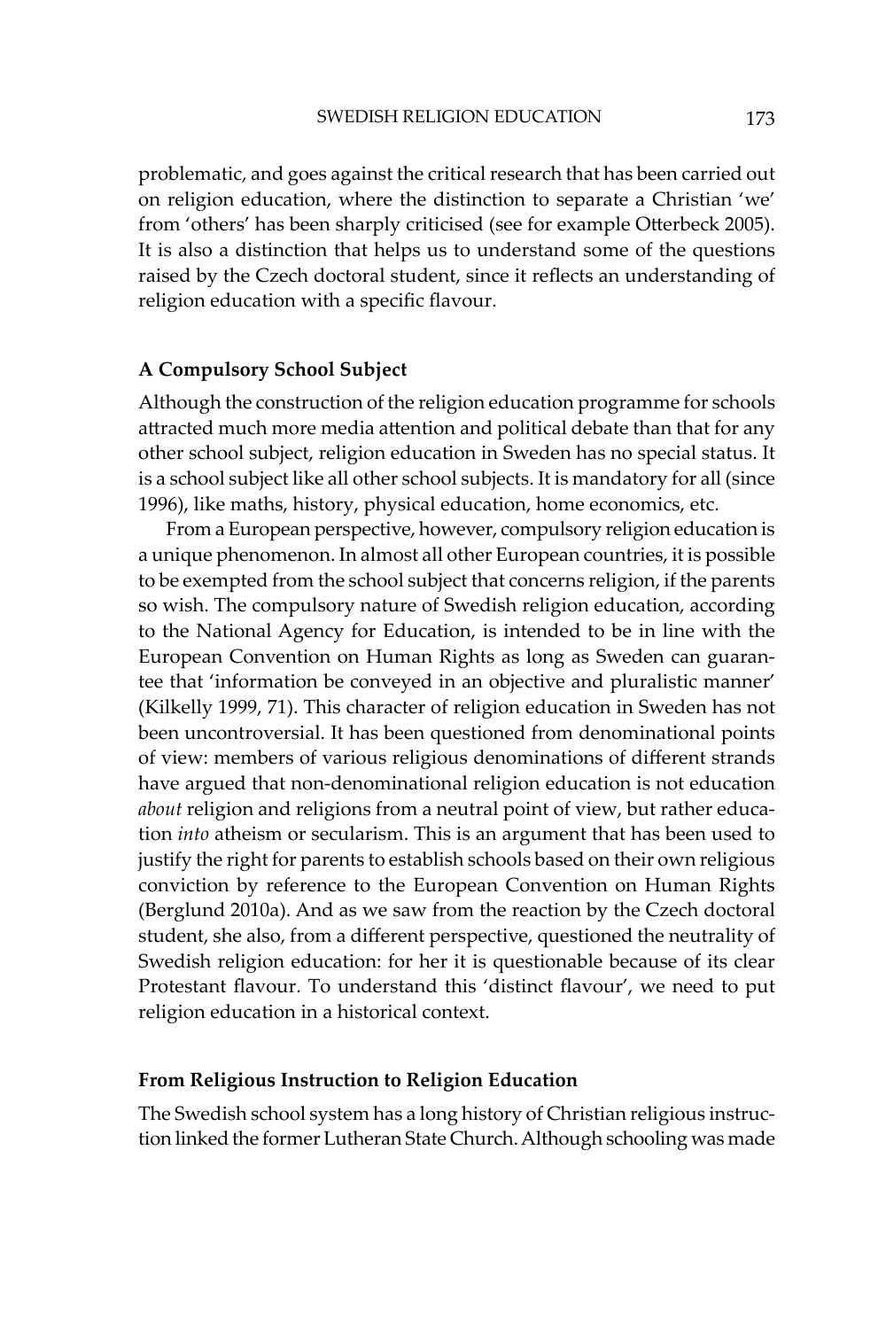problematic, and goes against the critical research that has been carried out on religion education, where the distinction to separate a Christian 'we' from 'others' has been sharply criticised (see for example Otterbeck 2005). It is also a distinction that helps us to understand some of the questions raised by the Czech doctoral student, since it reflects an understanding of religion education with a specific flavour.

## A Compulsory School Subject

Although the construction of the religion education programme for schools attracted much more media attention and political debate than that for any other school subject, religion education in Sweden has no special status. It is a school subject like all other school subjects. It is mandatory for all (since 1996), like maths, history, physical education, home economics, etc.

From a European perspective, however, compulsory religion education is a unique phenomenon. In almost all other European countries, it is possible to be exempted from the school subject that concerns religion, if the parents so wish. The compulsory nature of Swedish religion education, according to the National Agency for Education, is intended to be in line with the European Convention on Human Rights as long as Sweden can guarantee that 'information be conveyed in an objective and pluralistic manner' (Kilkelly 1999, 71). This character of religion education in Sweden has not been uncontroversial. It has been questioned from denominational points of view: members of various religious denominations of different strands have argued that non-denominational religion education is not education *about* religion and religions from a neutral point of view, but rather education *into* atheism or secularism. This is an argument that has been used to justify the right for parents to establish schools based on their own religious conviction by reference to the European Convention on Human Rights (Berglund 2010a). And as we saw from the reaction by the Czech doctoral student, she also, from a different perspective, questioned the neutrality of Swedish religion education: for her it is questionable because of its clear Protestant flavour. To understand this 'distinct flavour', we need to put religion education in a historical context.

## From Religious Instruction to Religion Education

The Swedish school system has a long history of Christian religious instruction linked the former Lutheran State Church. Although schooling was made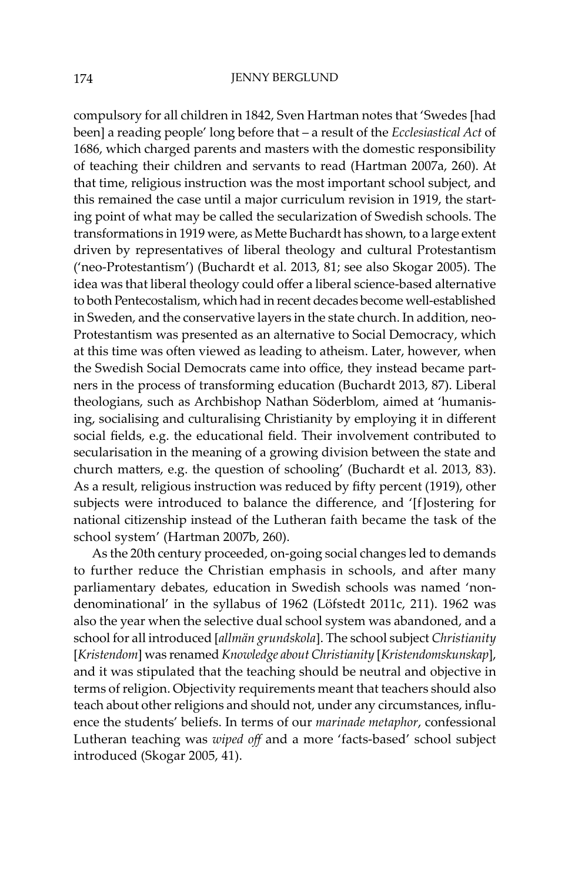compulsory for all children in 1842, Sven Hartman notes that 'Swedes [had been] a reading people' long before that – a result of the *Ecclesiastical Act* of 1686, which charged parents and masters with the domestic responsibility of teaching their children and servants to read (Hartman 2007a, 260). At that time, religious instruction was the most important school subject, and this remained the case until a major curriculum revision in 1919, the starting point of what may be called the secularization of Swedish schools. The transformations in 1919 were, as Mette Buchardt has shown, to a large extent driven by representatives of liberal theology and cultural Protestantism ('neo-Protestantism') (Buchardt et al. 2013, 81; see also Skogar 2005). The idea was that liberal theology could offer a liberal science-based alternative to both Pentecostalism, which had in recent decades become well-established in Sweden, and the conservative layers in the state church. In addition, neo-Protestantism was presented as an alternative to Social Democracy, which at this time was often viewed as leading to atheism. Later, however, when the Swedish Social Democrats came into office, they instead became partners in the process of transforming education (Buchardt 2013, 87). Liberal theologians, such as Archbishop Nathan Söderblom, aimed at 'humanising, socialising and culturalising Christianity by employing it in different social fields, e.g. the educational field. Their involvement contributed to secularisation in the meaning of a growing division between the state and church matters, e.g. the question of schooling' (Buchardt et al. 2013, 83). As a result, religious instruction was reduced by fifty percent (1919), other subjects were introduced to balance the difference, and '[f]ostering for national citizenship instead of the Lutheran faith became the task of the school system' (Hartman 2007b, 260).

As the 20th century proceeded, on-going social changes led to demands to further reduce the Christian emphasis in schools, and after many parliamentary debates, education in Swedish schools was named 'non-denominational' in the syllabus of 1962 (Löfstedt 2011c, 211). 1962 was also the year when the selective dual school system was abandoned, and a school for all introduced [*allmän grundskola*]. The school subject *Christianity* [*Kristendom*] was renamed *Knowledge about Christianity* [*Kristendomskunskap*], and it was stipulated that the teaching should be neutral and objective in terms of religion. Objectivity requirements meant that teachers should also teach about other religions and should not, under any circumstances, influence the students' beliefs. In terms of our *marinade metaphor*, confessional Lutheran teaching was *wiped off* and a more 'facts-based' school subject introduced (Skogar 2005, 41).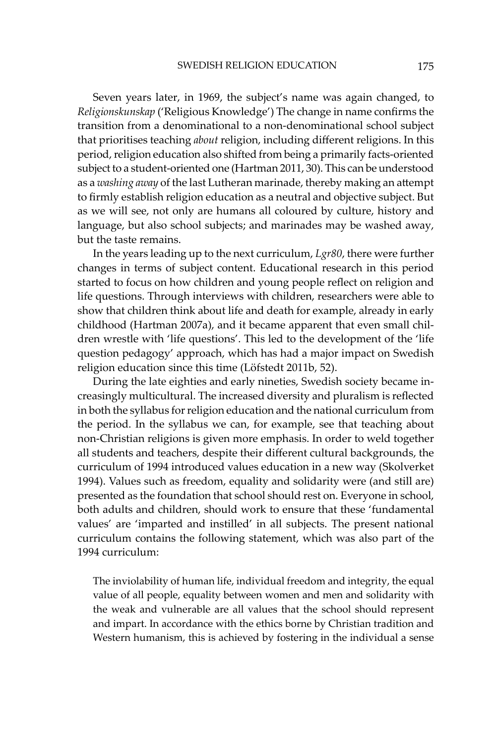Seven years later, in 1969, the subject's name was again changed, to *Religionskunskap* ('Religious Knowledge') The change in name confirms the transition from a denominational to a non-denominational school subject that prioritises teaching *about* religion, including different religions. In this period, religion education also shifted from being a primarily facts-oriented subject to a student-oriented one (Hartman 2011, 30). This can be understood as a *washing away* of the last Lutheran marinade, thereby making an attempt to firmly establish religion education as a neutral and objective subject. But as we will see, not only are humans all coloured by culture, history and language, but also school subjects; and marinades may be washed away, but the taste remains.

In the years leading up to the next curriculum, *Lgr80*, there were further changes in terms of subject content. Educational research in this period started to focus on how children and young people reflect on religion and life questions. Through interviews with children, researchers were able to show that children think about life and death for example, already in early childhood (Hartman 2007a), and it became apparent that even small children wrestle with 'life questions'. This led to the development of the 'life question pedagogy' approach, which has had a major impact on Swedish religion education since this time (Löfstedt 2011b, 52).

During the late eighties and early nineties, Swedish society became increasingly multicultural. The increased diversity and pluralism is reflected in both the syllabus for religion education and the national curriculum from the period. In the syllabus we can, for example, see that teaching about non-Christian religions is given more emphasis. In order to weld together all students and teachers, despite their different cultural backgrounds, the curriculum of 1994 introduced values education in a new way (Skolverket 1994). Values such as freedom, equality and solidarity were (and still are) presented as the foundation that school should rest on. Everyone in school, both adults and children, should work to ensure that these 'fundamental values' are 'imparted and instilled' in all subjects. The present national curriculum contains the following statement, which was also part of the 1994 curriculum:

> The inviolability of human life, individual freedom and integrity, the equal value of all people, equality between women and men and solidarity with the weak and vulnerable are all values that the school should represent and impart. In accordance with the ethics borne by Christian tradition and Western humanism, this is achieved by fostering in the individual a sense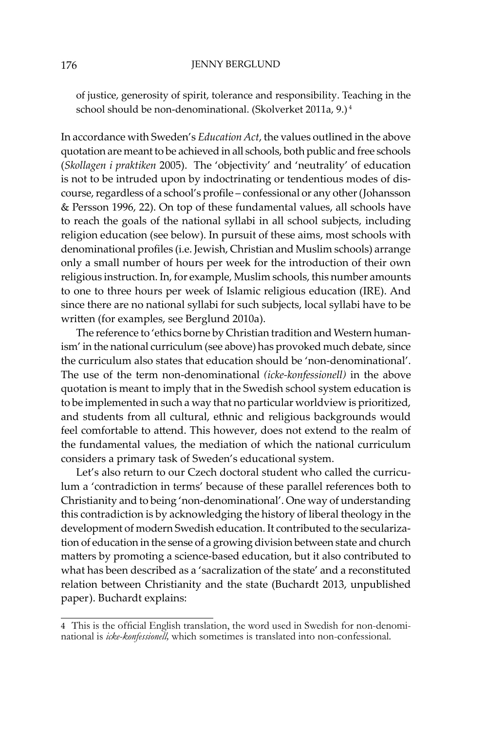of justice, generosity of spirit, tolerance and responsibility. Teaching in the school should be non-denominational. (Skolverket 2011a, 9.)[4]

In accordance with Sweden's *Education Act*, the values outlined in the above quotation are meant to be achieved in all schools, both public and free schools (*Skollagen i praktiken* 2005). The 'objectivity' and 'neutrality' of education is not to be intruded upon by indoctrinating or tendentious modes of discourse, regardless of a school's profile – confessional or any other (Johansson & Persson 1996, 22). On top of these fundamental values, all schools have to reach the goals of the national syllabi in all school subjects, including religion education (see below). In pursuit of these aims, most schools with denominational profiles (i.e. Jewish, Christian and Muslim schools) arrange only a small number of hours per week for the introduction of their own religious instruction. In, for example, Muslim schools, this number amounts to one to three hours per week of Islamic religious education (IRE). And since there are no national syllabi for such subjects, local syllabi have to be written (for examples, see Berglund 2010a).

The reference to 'ethics borne by Christian tradition and Western humanism' in the national curriculum (see above) has provoked much debate, since the curriculum also states that education should be 'non-denominational'. The use of the term non-denominational *(icke-konfessionell)* in the above quotation is meant to imply that in the Swedish school system education is to be implemented in such a way that no particular worldview is prioritized, and students from all cultural, ethnic and religious backgrounds would feel comfortable to attend. This however, does not extend to the realm of the fundamental values, the mediation of which the national curriculum considers a primary task of Sweden's educational system.

Let's also return to our Czech doctoral student who called the curriculum a 'contradiction in terms' because of these parallel references both to Christianity and to being 'non-denominational'. One way of understanding this contradiction is by acknowledging the history of liberal theology in the development of modern Swedish education. It contributed to the secularization of education in the sense of a growing division between state and church matters by promoting a science-based education, but it also contributed to what has been described as a 'sacralization of the state' and a reconstituted relation between Christianity and the state (Buchardt 2013, unpublished paper). Buchardt explains:

---

4 This is the official English translation, the word used in Swedish for non-denominational is *icke-konfessionell*, which sometimes is translated into non-confessional.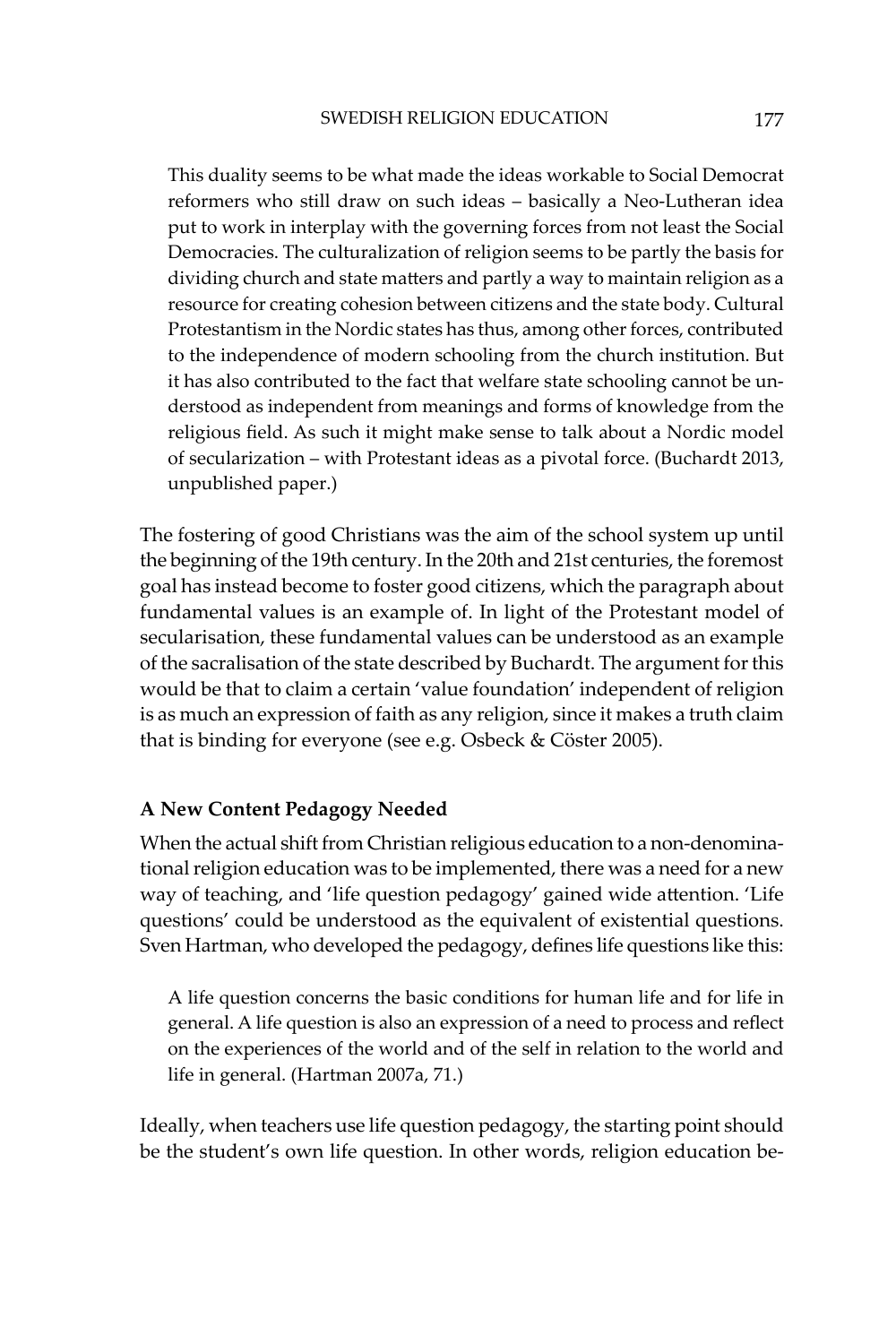> This duality seems to be what made the ideas workable to Social Democrat reformers who still draw on such ideas – basically a Neo-Lutheran idea put to work in interplay with the governing forces from not least the Social Democracies. The culturalization of religion seems to be partly the basis for dividing church and state matters and partly a way to maintain religion as a resource for creating cohesion between citizens and the state body. Cultural Protestantism in the Nordic states has thus, among other forces, contributed to the independence of modern schooling from the church institution. But it has also contributed to the fact that welfare state schooling cannot be understood as independent from meanings and forms of knowledge from the religious field. As such it might make sense to talk about a Nordic model of secularization – with Protestant ideas as a pivotal force. (Buchardt 2013, unpublished paper.)

The fostering of good Christians was the aim of the school system up until the beginning of the 19th century. In the 20th and 21st centuries, the foremost goal has instead become to foster good citizens, which the paragraph about fundamental values is an example of. In light of the Protestant model of secularisation, these fundamental values can be understood as an example of the sacralisation of the state described by Buchardt. The argument for this would be that to claim a certain 'value foundation' independent of religion is as much an expression of faith as any religion, since it makes a truth claim that is binding for everyone (see e.g. Osbeck & Cöster 2005).

**A New Content Pedagogy Needed**

When the actual shift from Christian religious education to a non-denominational religion education was to be implemented, there was a need for a new way of teaching, and 'life question pedagogy' gained wide attention. 'Life questions' could be understood as the equivalent of existential questions. Sven Hartman, who developed the pedagogy, defines life questions like this:

> A life question concerns the basic conditions for human life and for life in general. A life question is also an expression of a need to process and reflect on the experiences of the world and of the self in relation to the world and life in general. (Hartman 2007a, 71.)

Ideally, when teachers use life question pedagogy, the starting point should be the student's own life question. In other words, religion education be-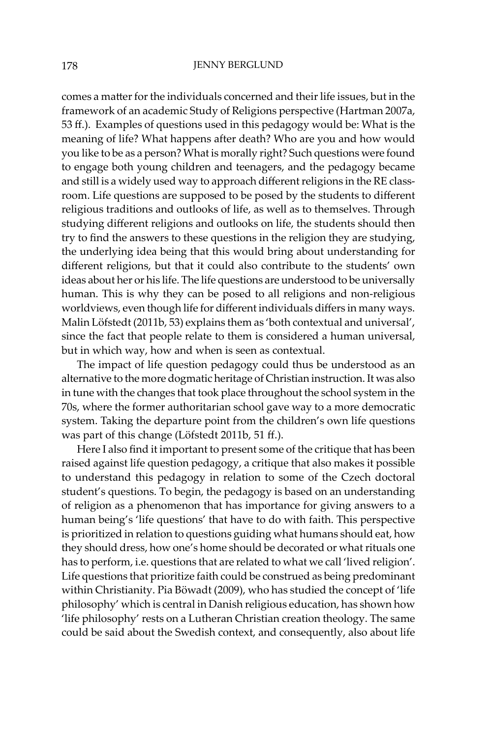comes a matter for the individuals concerned and their life issues, but in the framework of an academic Study of Religions perspective (Hartman 2007a, 53 ff.). Examples of questions used in this pedagogy would be: What is the meaning of life? What happens after death? Who are you and how would you like to be as a person? What is morally right? Such questions were found to engage both young children and teenagers, and the pedagogy became and still is a widely used way to approach different religions in the RE classroom. Life questions are supposed to be posed by the students to different religious traditions and outlooks of life, as well as to themselves. Through studying different religions and outlooks on life, the students should then try to find the answers to these questions in the religion they are studying, the underlying idea being that this would bring about understanding for different religions, but that it could also contribute to the students' own ideas about her or his life. The life questions are understood to be universally human. This is why they can be posed to all religions and non-religious worldviews, even though life for different individuals differs in many ways. Malin Löfstedt (2011b, 53) explains them as 'both contextual and universal', since the fact that people relate to them is considered a human universal, but in which way, how and when is seen as contextual.

The impact of life question pedagogy could thus be understood as an alternative to the more dogmatic heritage of Christian instruction. It was also in tune with the changes that took place throughout the school system in the 70s, where the former authoritarian school gave way to a more democratic system. Taking the departure point from the children's own life questions was part of this change (Löfstedt 2011b, 51 ff.).

Here I also find it important to present some of the critique that has been raised against life question pedagogy, a critique that also makes it possible to understand this pedagogy in relation to some of the Czech doctoral student's questions. To begin, the pedagogy is based on an understanding of religion as a phenomenon that has importance for giving answers to a human being's 'life questions' that have to do with faith. This perspective is prioritized in relation to questions guiding what humans should eat, how they should dress, how one's home should be decorated or what rituals one has to perform, i.e. questions that are related to what we call 'lived religion'. Life questions that prioritize faith could be construed as being predominant within Christianity. Pia Böwadt (2009), who has studied the concept of 'life philosophy' which is central in Danish religious education, has shown how 'life philosophy' rests on a Lutheran Christian creation theology. The same could be said about the Swedish context, and consequently, also about life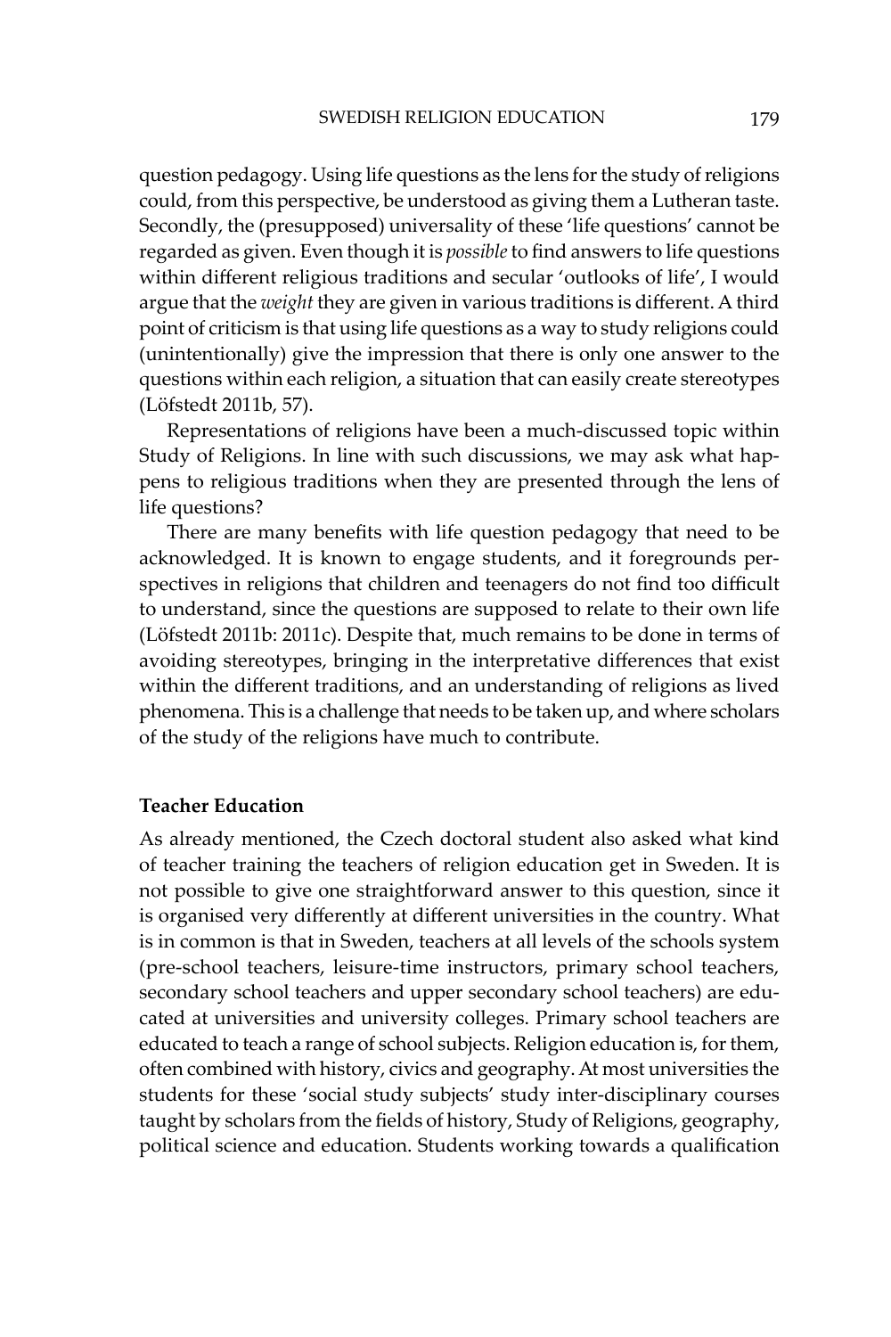question pedagogy. Using life questions as the lens for the study of religions could, from this perspective, be understood as giving them a Lutheran taste. Secondly, the (presupposed) universality of these 'life questions' cannot be regarded as given. Even though it is *possible* to find answers to life questions within different religious traditions and secular 'outlooks of life', I would argue that the *weight* they are given in various traditions is different. A third point of criticism is that using life questions as a way to study religions could (unintentionally) give the impression that there is only one answer to the questions within each religion, a situation that can easily create stereotypes (Löfstedt 2011b, 57).

Representations of religions have been a much-discussed topic within Study of Religions. In line with such discussions, we may ask what happens to religious traditions when they are presented through the lens of life questions?

There are many benefits with life question pedagogy that need to be acknowledged. It is known to engage students, and it foregrounds perspectives in religions that children and teenagers do not find too difficult to understand, since the questions are supposed to relate to their own life (Löfstedt 2011b: 2011c). Despite that, much remains to be done in terms of avoiding stereotypes, bringing in the interpretative differences that exist within the different traditions, and an understanding of religions as lived phenomena. This is a challenge that needs to be taken up, and where scholars of the study of the religions have much to contribute.

### Teacher Education

As already mentioned, the Czech doctoral student also asked what kind of teacher training the teachers of religion education get in Sweden. It is not possible to give one straightforward answer to this question, since it is organised very differently at different universities in the country. What is in common is that in Sweden, teachers at all levels of the schools system (pre-school teachers, leisure-time instructors, primary school teachers, secondary school teachers and upper secondary school teachers) are educated at universities and university colleges. Primary school teachers are educated to teach a range of school subjects. Religion education is, for them, often combined with history, civics and geography. At most universities the students for these 'social study subjects' study inter-disciplinary courses taught by scholars from the fields of history, Study of Religions, geography, political science and education. Students working towards a qualification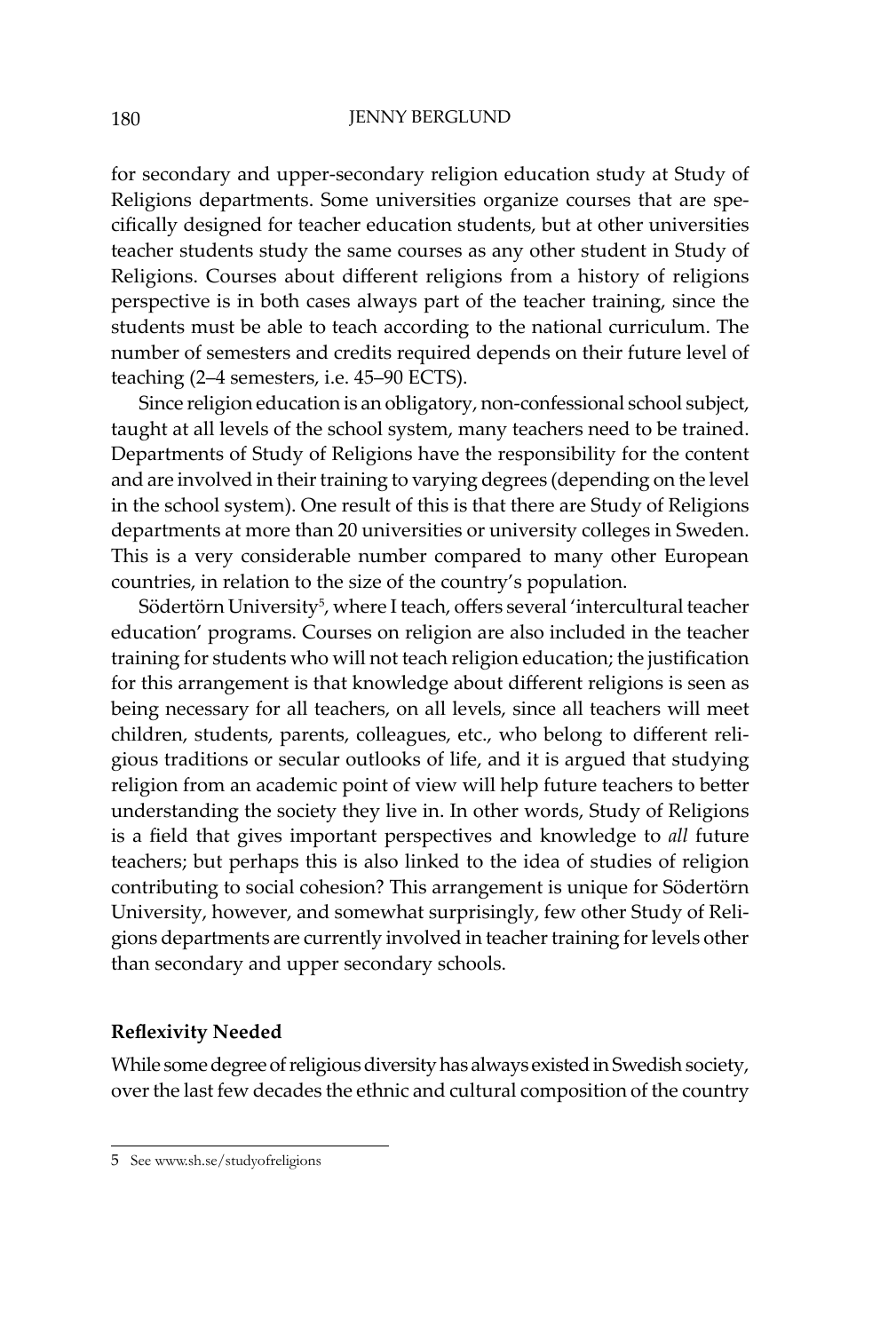for secondary and upper-secondary religion education study at Study of Religions departments. Some universities organize courses that are specifically designed for teacher education students, but at other universities teacher students study the same courses as any other student in Study of Religions. Courses about different religions from a history of religions perspective is in both cases always part of the teacher training, since the students must be able to teach according to the national curriculum. The number of semesters and credits required depends on their future level of teaching (2–4 semesters, i.e. 45–90 ECTS).

Since religion education is an obligatory, non-confessional school subject, taught at all levels of the school system, many teachers need to be trained. Departments of Study of Religions have the responsibility for the content and are involved in their training to varying degrees (depending on the level in the school system). One result of this is that there are Study of Religions departments at more than 20 universities or university colleges in Sweden. This is a very considerable number compared to many other European countries, in relation to the size of the country's population.

Södertörn University[5], where I teach, offers several 'intercultural teacher education' programs. Courses on religion are also included in the teacher training for students who will not teach religion education; the justification for this arrangement is that knowledge about different religions is seen as being necessary for all teachers, on all levels, since all teachers will meet children, students, parents, colleagues, etc., who belong to different religious traditions or secular outlooks of life, and it is argued that studying religion from an academic point of view will help future teachers to better understanding the society they live in. In other words, Study of Religions is a field that gives important perspectives and knowledge to *all* future teachers; but perhaps this is also linked to the idea of studies of religion contributing to social cohesion? This arrangement is unique for Södertörn University, however, and somewhat surprisingly, few other Study of Religions departments are currently involved in teacher training for levels other than secondary and upper secondary schools.

**Reflexivity Needed**

While some degree of religious diversity has always existed in Swedish society, over the last few decades the ethnic and cultural composition of the country

---

5 See www.sh.se/studyofreligions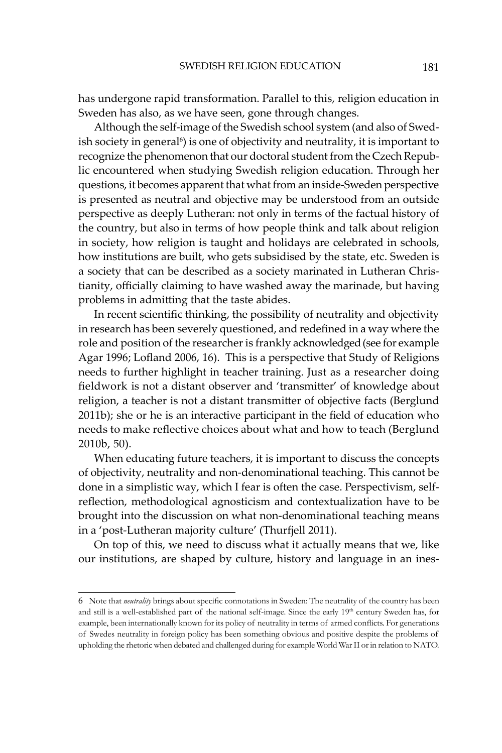has undergone rapid transformation. Parallel to this, religion education in Sweden has also, as we have seen, gone through changes.

Although the self-image of the Swedish school system (and also of Swedish society in general[6]) is one of objectivity and neutrality, it is important to recognize the phenomenon that our doctoral student from the Czech Republic encountered when studying Swedish religion education. Through her questions, it becomes apparent that what from an inside-Sweden perspective is presented as neutral and objective may be understood from an outside perspective as deeply Lutheran: not only in terms of the factual history of the country, but also in terms of how people think and talk about religion in society, how religion is taught and holidays are celebrated in schools, how institutions are built, who gets subsidised by the state, etc. Sweden is a society that can be described as a society marinated in Lutheran Christianity, officially claiming to have washed away the marinade, but having problems in admitting that the taste abides.

In recent scientific thinking, the possibility of neutrality and objectivity in research has been severely questioned, and redefined in a way where the role and position of the researcher is frankly acknowledged (see for example Agar 1996; Lofland 2006, 16). This is a perspective that Study of Religions needs to further highlight in teacher training. Just as a researcher doing fieldwork is not a distant observer and 'transmitter' of knowledge about religion, a teacher is not a distant transmitter of objective facts (Berglund 2011b); she or he is an interactive participant in the field of education who needs to make reflective choices about what and how to teach (Berglund 2010b, 50).

When educating future teachers, it is important to discuss the concepts of objectivity, neutrality and non-denominational teaching. This cannot be done in a simplistic way, which I fear is often the case. Perspectivism, self-reflection, methodological agnosticism and contextualization have to be brought into the discussion on what non-denominational teaching means in a 'post-Lutheran majority culture' (Thurfjell 2011).

On top of this, we need to discuss what it actually means that we, like our institutions, are shaped by culture, history and language in an ines-

6 Note that *neutrality* brings about specific connotations in Sweden: The neutrality of the country has been and still is a well-established part of the national self-image. Since the early 19th century Sweden has, for example, been internationally known for its policy of neutrality in terms of armed conflicts. For generations of Swedes neutrality in foreign policy has been something obvious and positive despite the problems of upholding the rhetoric when debated and challenged during for example World War II or in relation to NATO.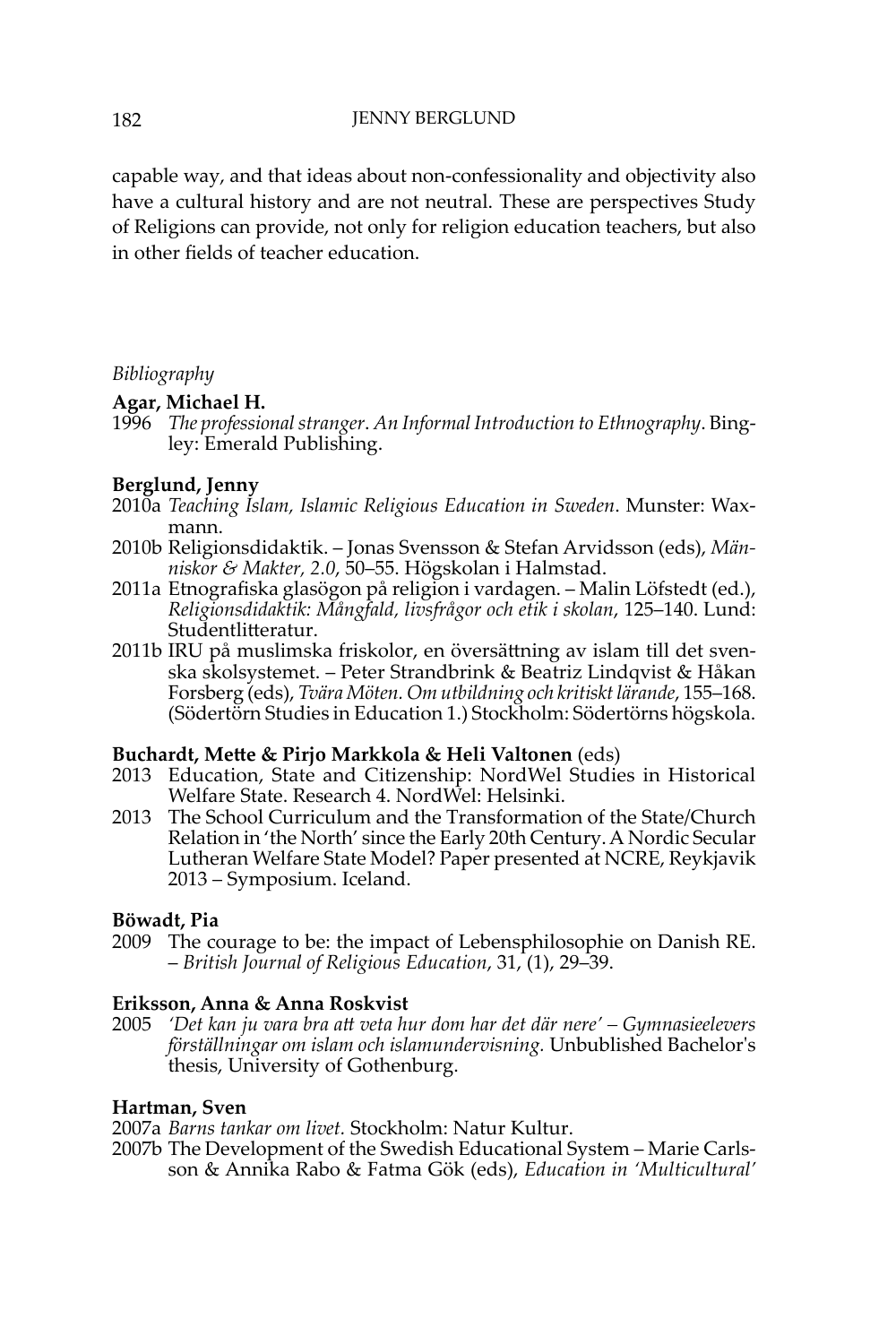capable way, and that ideas about non-confessionality and objectivity also have a cultural history and are not neutral. These are perspectives Study of Religions can provide, not only for religion education teachers, but also in other fields of teacher education.

*Bibliography*

**Agar, Michael H.**

1996 *The professional stranger*. *An Informal Introduction to Ethnography*. Bingley: Emerald Publishing.

**Berglund, Jenny**

2010a *Teaching Islam, Islamic Religious Education in Sweden*. Munster: Waxmann.

2010b Religionsdidaktik. – Jonas Svensson & Stefan Arvidsson (eds), *Människor & Makter, 2.0*, 50–55. Högskolan i Halmstad.

2011a Etnografiska glasögon på religion i vardagen. – Malin Löfstedt (ed.), *Religionsdidaktik: Mångfald, livsfrågor och etik i skolan*, 125–140. Lund: Studentlitteratur.

2011b IRU på muslimska friskolor, en översättning av islam till det svenska skolsystemet. – Peter Strandbrink & Beatriz Lindqvist & Håkan Forsberg (eds), *Tvära Möten. Om utbildning och kritiskt lärande*, 155–168. (Södertörn Studies in Education 1.) Stockholm: Södertörns högskola.

**Buchardt, Mette & Pirjo Markkola & Heli Valtonen** (eds)

2013 Education, State and Citizenship: NordWel Studies in Historical Welfare State. Research 4. NordWel: Helsinki.

2013 The School Curriculum and the Transformation of the State/Church Relation in 'the North' since the Early 20th Century. A Nordic Secular Lutheran Welfare State Model? Paper presented at NCRE, Reykjavik 2013 – Symposium. Iceland.

**Böwadt, Pia**

2009 The courage to be: the impact of Lebensphilosophie on Danish RE. – *British Journal of Religious Education*, 31, (1), 29–39.

**Eriksson, Anna & Anna Roskvist**

2005 *'Det kan ju vara bra att veta hur dom har det där nere' – Gymnasieelevers föreställningar om islam och islamundervisning.* Unbublished Bachelor's thesis, University of Gothenburg.

**Hartman, Sven**

2007a *Barns tankar om livet.* Stockholm: Natur Kultur.

2007b The Development of the Swedish Educational System – Marie Carlsson & Annika Rabo & Fatma Gök (eds), *Education in 'Multicultural'*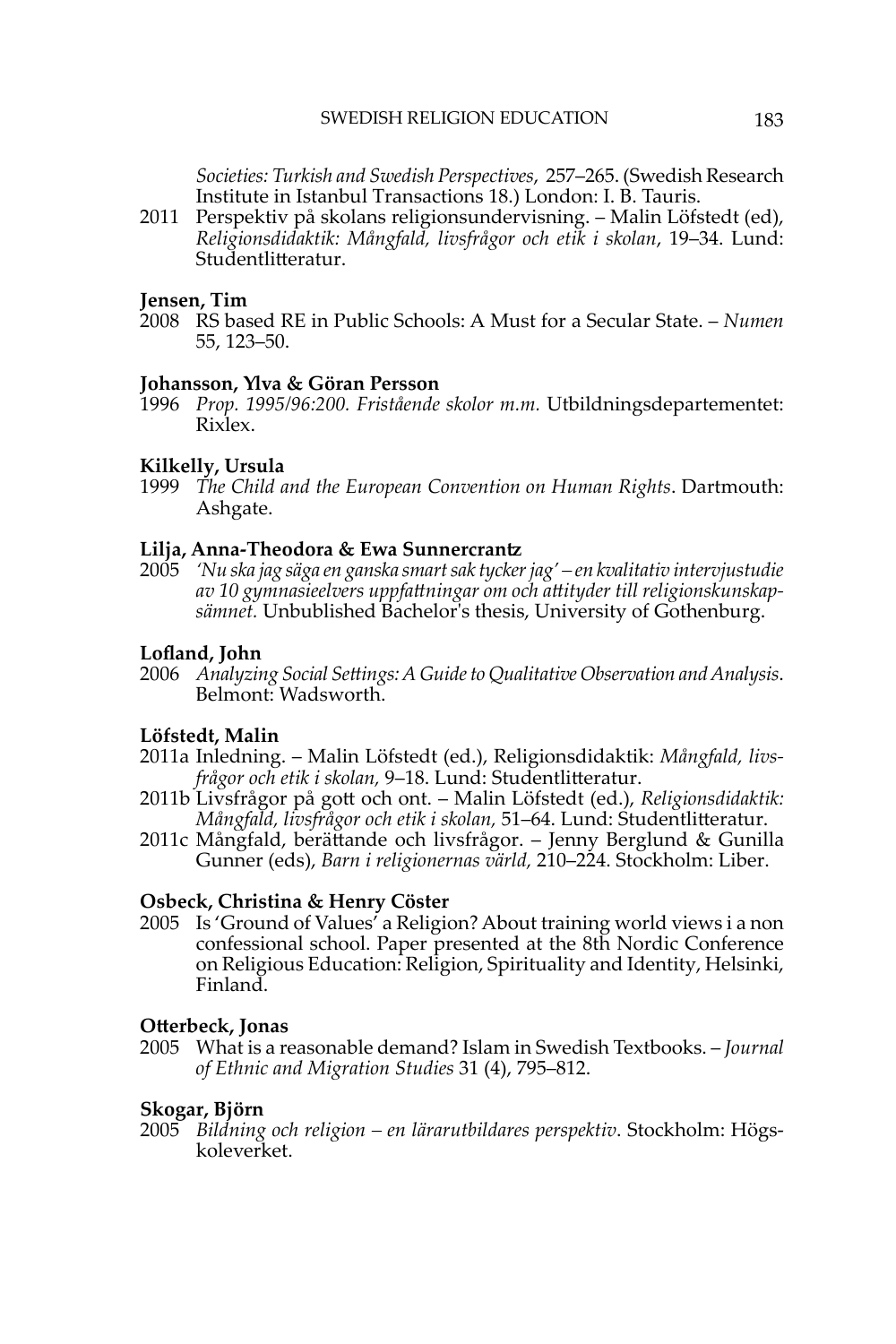*Societies: Turkish and Swedish Perspectives*, 257–265. (Swedish Research Institute in Istanbul Transactions 18.) London: I. B. Tauris.

2011 Perspektiv på skolans religionsundervisning. – Malin Löfstedt (ed), *Religionsdidaktik: Mångfald, livsfrågor och etik i skolan*, 19–34. Lund: Studentlitteratur.

**Jensen, Tim**

2008 RS based RE in Public Schools: A Must for a Secular State. – *Numen* 55, 123–50.

**Johansson, Ylva & Göran Persson**

1996 *Prop. 1995/96:200. Fristående skolor m.m.* Utbildningsdepartementet: Rixlex.

**Kilkelly, Ursula**

1999 *The Child and the European Convention on Human Rights*. Dartmouth: Ashgate.

**Lilja, Anna-Theodora & Ewa Sunnercrantz**

2005 *'Nu ska jag säga en ganska smart sak tycker jag' – en kvalitativ intervjustudie av 10 gymnasieelvers uppfattningar om och attityder till religionskunskapsämnet.* Unbublished Bachelor's thesis, University of Gothenburg.

**Lofland, John**

2006 *Analyzing Social Settings: A Guide to Qualitative Observation and Analysis*. Belmont: Wadsworth.

**Löfstedt, Malin**

2011a Inledning. – Malin Löfstedt (ed.), Religionsdidaktik: *Mångfald, livsfrågor och etik i skolan,* 9–18. Lund: Studentlitteratur.

2011b Livsfrågor på gott och ont. – Malin Löfstedt (ed.), *Religionsdidaktik: Mångfald, livsfrågor och etik i skolan,* 51–64. Lund: Studentlitteratur.

2011c Mångfald, berättande och livsfrågor. – Jenny Berglund & Gunilla Gunner (eds), *Barn i religionernas värld,* 210–224. Stockholm: Liber.

**Osbeck, Christina & Henry Cöster**

2005 Is 'Ground of Values' a Religion? About training world views i a non confessional school. Paper presented at the 8th Nordic Conference on Religious Education: Religion, Spirituality and Identity, Helsinki, Finland.

**Otterbeck, Jonas**

2005 What is a reasonable demand? Islam in Swedish Textbooks. – *Journal of Ethnic and Migration Studies* 31 (4), 795–812.

**Skogar, Björn**

2005 *Bildning och religion – en lärarutbildares perspektiv*. Stockholm: Högskoleverket.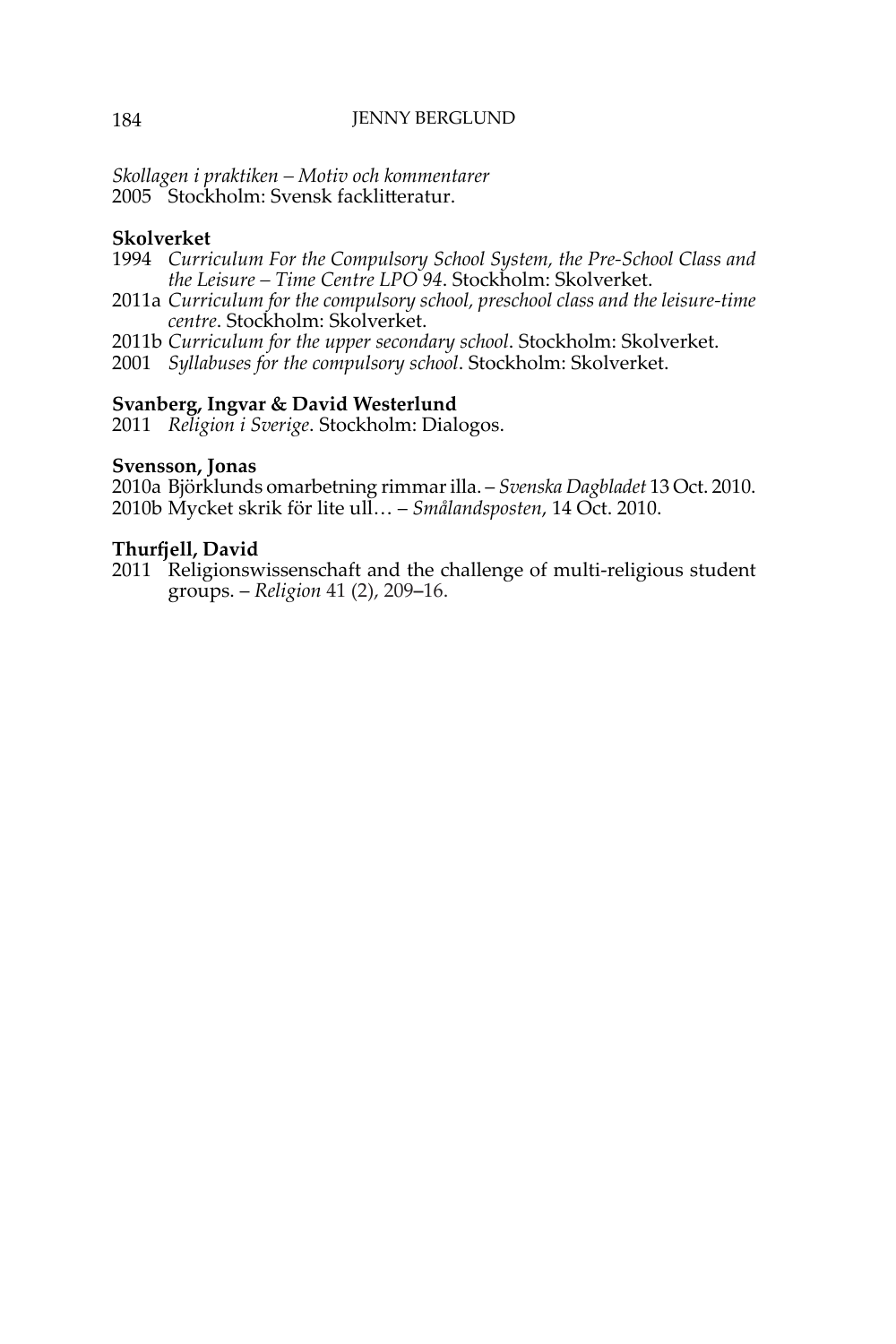*Skollagen i praktiken – Motiv och kommentarer*
2005 Stockholm: Svensk facklitteratur.

**Skolverket**
1994 *Curriculum For the Compulsory School System, the Pre-School Class and the Leisure – Time Centre LPO 94*. Stockholm: Skolverket.
2011a *Curriculum for the compulsory school, preschool class and the leisure-time centre*. Stockholm: Skolverket.
2011b *Curriculum for the upper secondary school*. Stockholm: Skolverket.
2001 *Syllabuses for the compulsory school*. Stockholm: Skolverket.

**Svanberg, Ingvar & David Westerlund**
2011 *Religion i Sverige*. Stockholm: Dialogos.

**Svensson, Jonas**
2010a Björklunds omarbetning rimmar illa. – *Svenska Dagbladet* 13 Oct. 2010.
2010b Mycket skrik för lite ull… – *Smålandsposten*, 14 Oct. 2010.

**Thurfjell, David**
2011 Religionswissenschaft and the challenge of multi-religious student groups. – *Religion* 41 (2), 209–16.